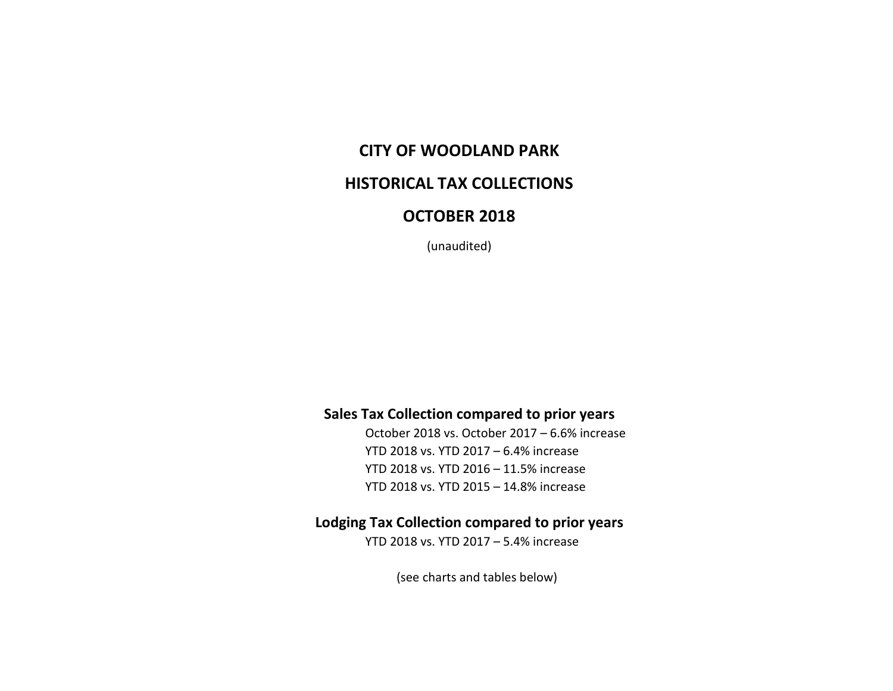# CITY OF WOODLAND PARK

## HISTORICAL TAX COLLECTIONS

## OCTOBER 2018

(unaudited)

### Sales Tax Collection compared to prior years

October 2018 vs. October 2017 – 6.6% increase
YTD 2018 vs. YTD 2017 – 6.4% increase
YTD 2018 vs. YTD 2016 – 11.5% increase
YTD 2018 vs. YTD 2015 – 14.8% increase

### Lodging Tax Collection compared to prior years

YTD 2018 vs. YTD 2017 – 5.4% increase

(see charts and tables below)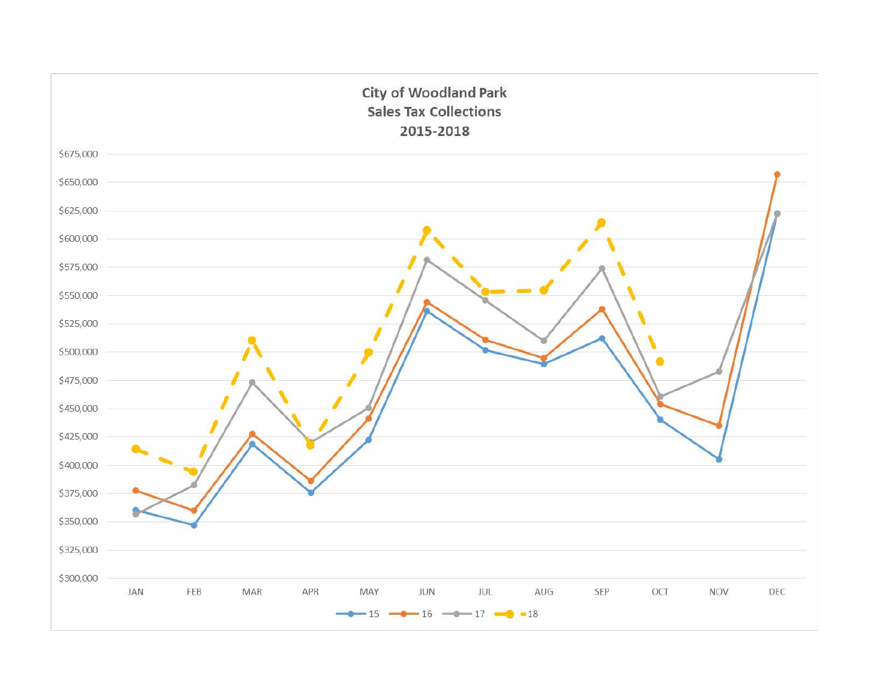## City of Woodland Park
## Sales Tax Collections
## 2015-2018

$675,000
$650,000
$625,000
$600,000
$575,000
$550,000
$525,000
$500,000
$475,000
$450,000
$425,000
$400,000
$375,000
$350,000
$325,000
$300,000

JAN FEB MAR APR MAY JUN JUL AUG SEP OCT NOV DEC

15 16 17 18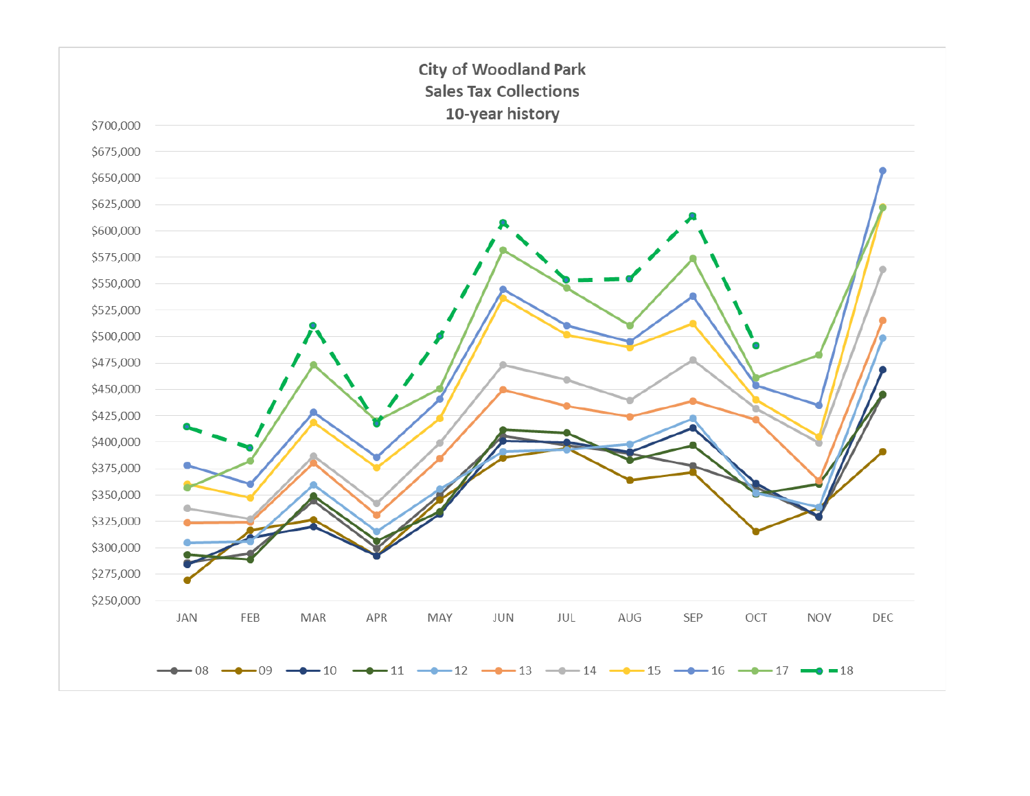**City of Woodland Park**
**Sales Tax Collections**
**10-year history**

$700,000
$675,000
$650,000
$625,000
$600,000
$575,000
$550,000
$525,000
$500,000
$475,000
$450,000
$425,000
$400,000
$375,000
$350,000
$325,000
$300,000
$275,000
$250,000

JAN FEB MAR APR MAY JUN JUL AUG SEP OCT NOV DEC

08 09 10 11 12 13 14 15 16 17 18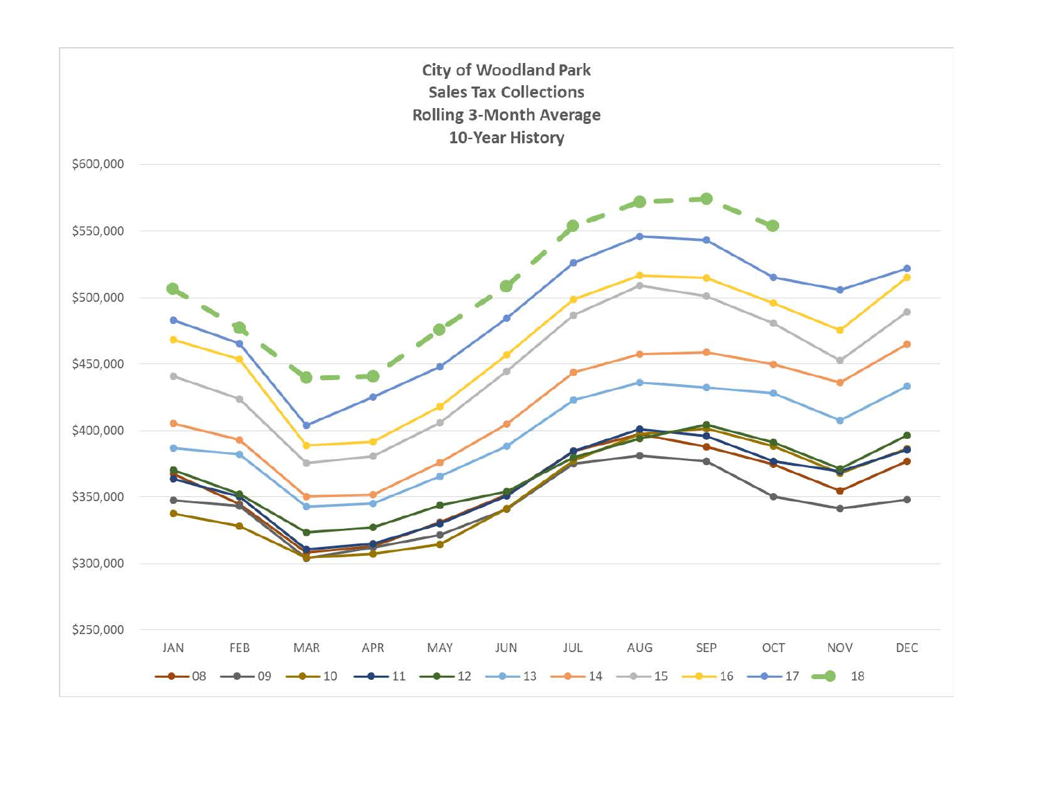**City of Woodland Park**
**Sales Tax Collections**
**Rolling 3-Month Average**
**10-Year History**

$600,000
$550,000
$500,000
$450,000
$400,000
$350,000
$300,000
$250,000

JAN FEB MAR APR MAY JUN JUL AUG SEP OCT NOV DEC

08 09 10 11 12 13 14 15 16 17 18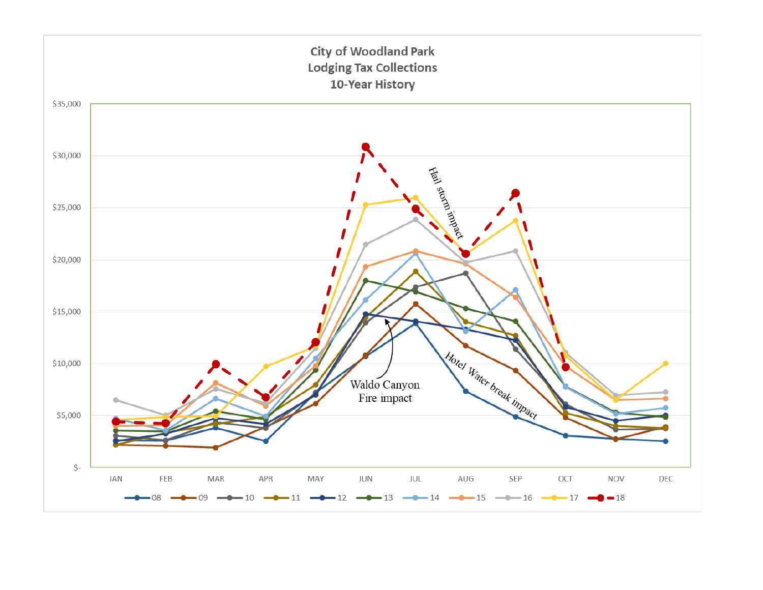## City of Woodland Park
## Lodging Tax Collections
## 10-Year History

Annotations: Waldo Canyon Fire impact; Hail storm impact; Hotel Water break impact

Y-axis: $- to $35,000 (gridlines at $5,000 intervals)

X-axis: JAN, FEB, MAR, APR, MAY, JUN, JUL, AUG, SEP, OCT, NOV, DEC

Legend: 08, 09, 10, 11, 12, 13, 14, 15, 16, 17, 18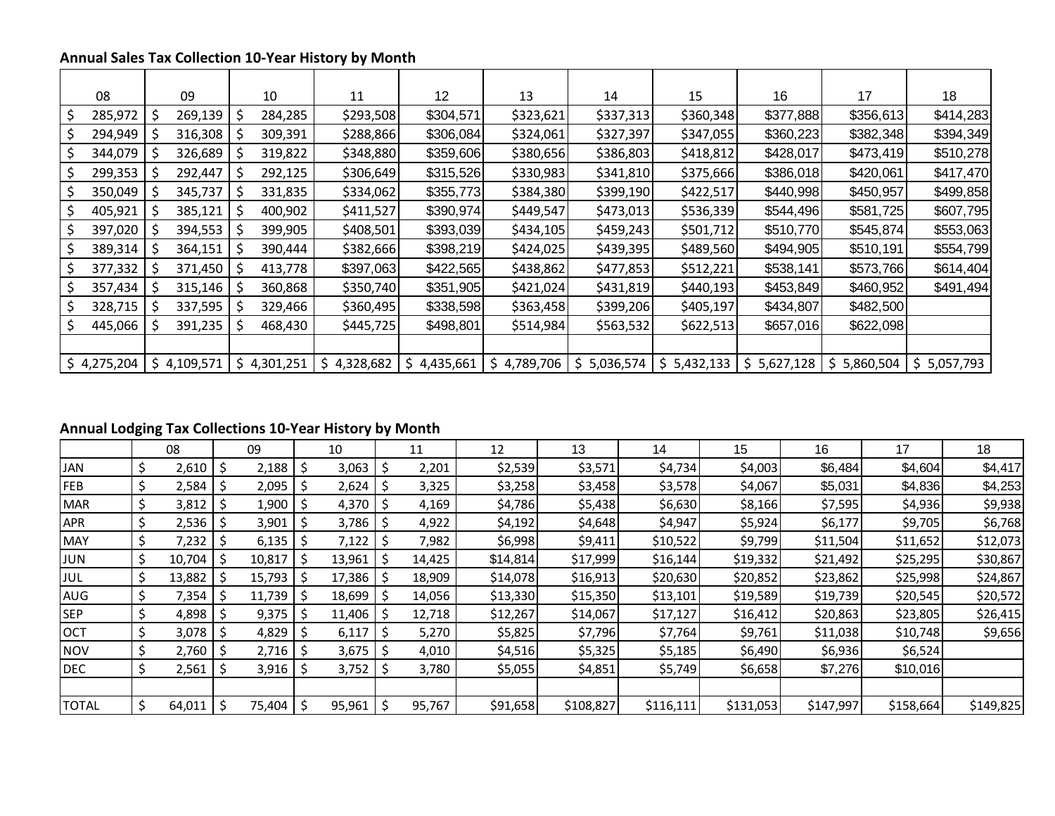**Annual Sales Tax Collection 10-Year History by Month**

| 08 | 09 | 10 | 11 | 12 | 13 | 14 | 15 | 16 | 17 | 18 |
|---|---|---|---|---|---|---|---|---|---|---|
| $ 285,972 | $ 269,139 | $ 284,285 | $293,508 | $304,571 | $323,621 | $337,313 | $360,348 | $377,888 | $356,613 | $414,283 |
| $ 294,949 | $ 316,308 | $ 309,391 | $288,866 | $306,084 | $324,061 | $327,397 | $347,055 | $360,223 | $382,348 | $394,349 |
| $ 344,079 | $ 326,689 | $ 319,822 | $348,880 | $359,606 | $380,656 | $386,803 | $418,812 | $428,017 | $473,419 | $510,278 |
| $ 299,353 | $ 292,447 | $ 292,125 | $306,649 | $315,526 | $330,983 | $341,810 | $375,666 | $386,018 | $420,061 | $417,470 |
| $ 350,049 | $ 345,737 | $ 331,835 | $334,062 | $355,773 | $384,380 | $399,190 | $422,517 | $440,998 | $450,957 | $499,858 |
| $ 405,921 | $ 385,121 | $ 400,902 | $411,527 | $390,974 | $449,547 | $473,013 | $536,339 | $544,496 | $581,725 | $607,795 |
| $ 397,020 | $ 394,553 | $ 399,905 | $408,501 | $393,039 | $434,105 | $459,243 | $501,712 | $510,770 | $545,874 | $553,063 |
| $ 389,314 | $ 364,151 | $ 390,444 | $382,666 | $398,219 | $424,025 | $439,395 | $489,560 | $494,905 | $510,191 | $554,799 |
| $ 377,332 | $ 371,450 | $ 413,778 | $397,063 | $422,565 | $438,862 | $477,853 | $512,221 | $538,141 | $573,766 | $614,404 |
| $ 357,434 | $ 315,146 | $ 360,868 | $350,740 | $351,905 | $421,024 | $431,819 | $440,193 | $453,849 | $460,952 | $491,494 |
| $ 328,715 | $ 337,595 | $ 329,466 | $360,495 | $338,598 | $363,458 | $399,206 | $405,197 | $434,807 | $482,500 | |
| $ 445,066 | $ 391,235 | $ 468,430 | $445,725 | $498,801 | $514,984 | $563,532 | $622,513 | $657,016 | $622,098 | |
| | | | | | | | | | | |
| $ 4,275,204 | $ 4,109,571 | $ 4,301,251 | $ 4,328,682 | $ 4,435,661 | $ 4,789,706 | $ 5,036,574 | $ 5,432,133 | $ 5,627,128 | $ 5,860,504 | $ 5,057,793 |

**Annual Lodging Tax Collections 10-Year History by Month**

| | 08 | 09 | 10 | 11 | 12 | 13 | 14 | 15 | 16 | 17 | 18 |
|---|---|---|---|---|---|---|---|---|---|---|---|
| JAN | $ 2,610 | $ 2,188 | $ 3,063 | $ 2,201 | $2,539 | $3,571 | $4,734 | $4,003 | $6,484 | $4,604 | $4,417 |
| FEB | $ 2,584 | $ 2,095 | $ 2,624 | $ 3,325 | $3,258 | $3,458 | $3,578 | $4,067 | $5,031 | $4,836 | $4,253 |
| MAR | $ 3,812 | $ 1,900 | $ 4,370 | $ 4,169 | $4,786 | $5,438 | $6,630 | $8,166 | $7,595 | $4,936 | $9,938 |
| APR | $ 2,536 | $ 3,901 | $ 3,786 | $ 4,922 | $4,192 | $4,648 | $4,947 | $5,924 | $6,177 | $9,705 | $6,768 |
| MAY | $ 7,232 | $ 6,135 | $ 7,122 | $ 7,982 | $6,998 | $9,411 | $10,522 | $9,799 | $11,504 | $11,652 | $12,073 |
| JUN | $ 10,704 | $ 10,817 | $ 13,961 | $ 14,425 | $14,814 | $17,999 | $16,144 | $19,332 | $21,492 | $25,295 | $30,867 |
| JUL | $ 13,882 | $ 15,793 | $ 17,386 | $ 18,909 | $14,078 | $16,913 | $20,630 | $20,852 | $23,862 | $25,998 | $24,867 |
| AUG | $ 7,354 | $ 11,739 | $ 18,699 | $ 14,056 | $13,330 | $15,350 | $13,101 | $19,589 | $19,739 | $20,545 | $20,572 |
| SEP | $ 4,898 | $ 9,375 | $ 11,406 | $ 12,718 | $12,267 | $14,067 | $17,127 | $16,412 | $20,863 | $23,805 | $26,415 |
| OCT | $ 3,078 | $ 4,829 | $ 6,117 | $ 5,270 | $5,825 | $7,796 | $7,764 | $9,761 | $11,038 | $10,748 | $9,656 |
| NOV | $ 2,760 | $ 2,716 | $ 3,675 | $ 4,010 | $4,516 | $5,325 | $5,185 | $6,490 | $6,936 | $6,524 | |
| DEC | $ 2,561 | $ 3,916 | $ 3,752 | $ 3,780 | $5,055 | $4,851 | $5,749 | $6,658 | $7,276 | $10,016 | |
| | | | | | | | | | | | |
| TOTAL | $ 64,011 | $ 75,404 | $ 95,961 | $ 95,767 | $91,658 | $108,827 | $116,111 | $131,053 | $147,997 | $158,664 | $149,825 |